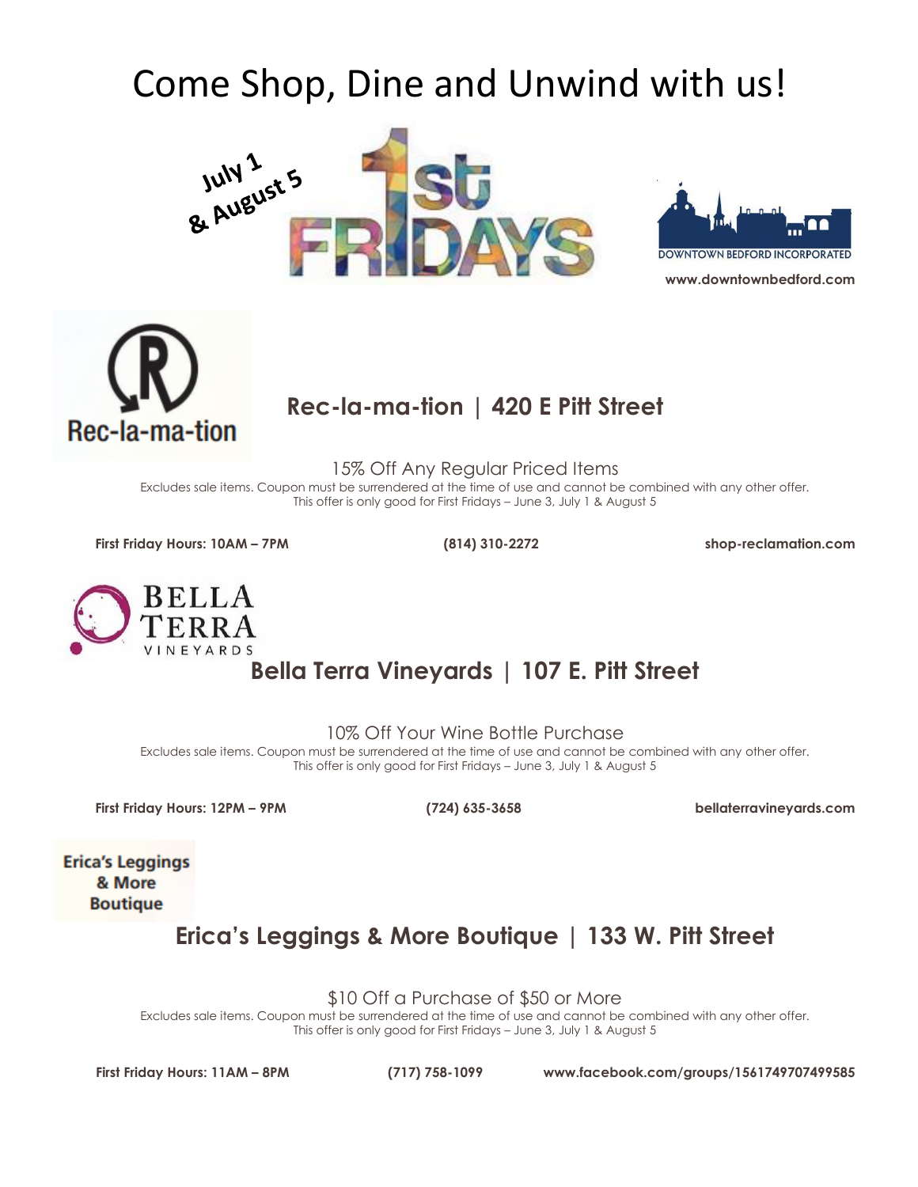# Come Shop, Dine and Unwind with us!

July 1 & August 5

1st FRIDAYS

DOWNTOWN BEDFORD INCORPORATED

www.downtownbedford.com

Rec-la-ma-tion

## Rec-la-ma-tion | 420 E Pitt Street

15% Off Any Regular Priced Items

Excludes sale items. Coupon must be surrendered at the time of use and cannot be combined with any other offer.
This offer is only good for First Fridays – June 3, July 1 & August 5

**First Friday Hours: 10AM – 7PM** **(814) 310-2272** **shop-reclamation.com**

BELLA TERRA VINEYARDS

## Bella Terra Vineyards | 107 E. Pitt Street

10% Off Your Wine Bottle Purchase

Excludes sale items. Coupon must be surrendered at the time of use and cannot be combined with any other offer.
This offer is only good for First Fridays – June 3, July 1 & August 5

**First Friday Hours: 12PM – 9PM** **(724) 635-3658** **bellaterravineyards.com**

Erica's Leggings & More Boutique

## Erica's Leggings & More Boutique | 133 W. Pitt Street

$10 Off a Purchase of $50 or More

Excludes sale items. Coupon must be surrendered at the time of use and cannot be combined with any other offer.
This offer is only good for First Fridays – June 3, July 1 & August 5

**First Friday Hours: 11AM – 8PM** **(717) 758-1099** **www.facebook.com/groups/1561749707499585**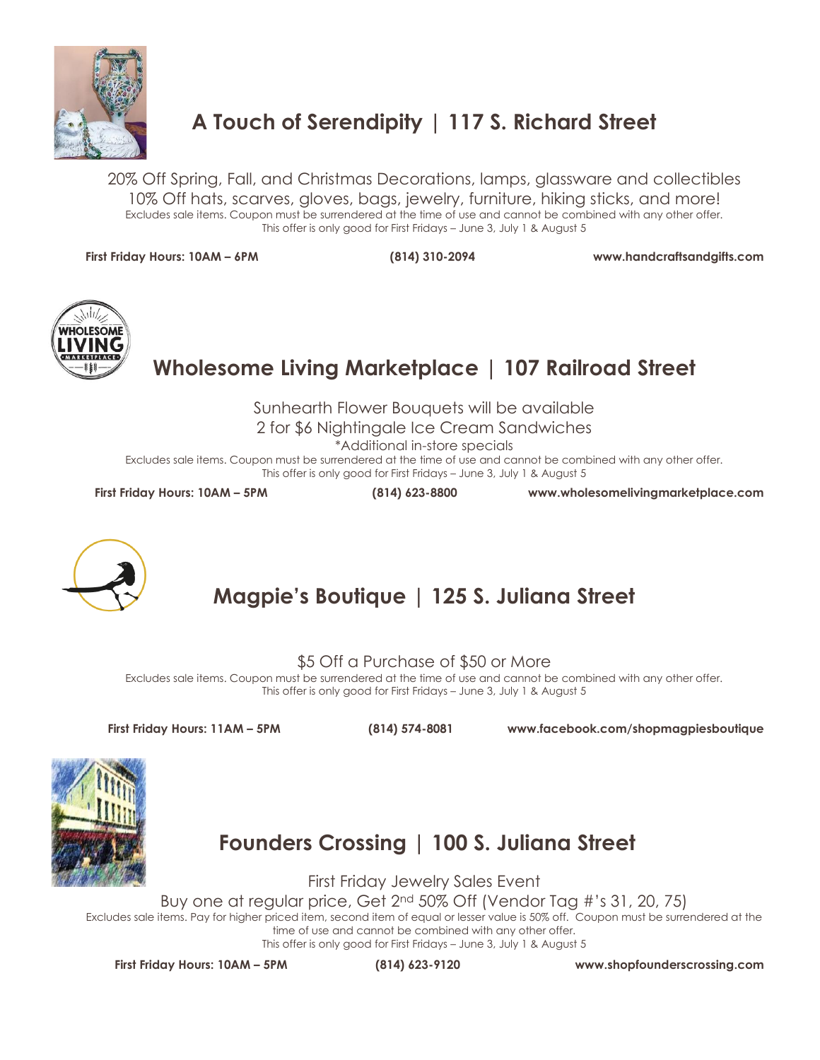## A Touch of Serendipity | 117 S. Richard Street

20% Off Spring, Fall, and Christmas Decorations, lamps, glassware and collectibles
10% Off hats, scarves, gloves, bags, jewelry, furniture, hiking sticks, and more!
Excludes sale items. Coupon must be surrendered at the time of use and cannot be combined with any other offer.
This offer is only good for First Fridays – June 3, July 1 & August 5

**First Friday Hours: 10AM – 6PM** **(814) 310-2094** **www.handcraftsandgifts.com**

## Wholesome Living Marketplace | 107 Railroad Street

Sunhearth Flower Bouquets will be available
2 for $6 Nightingale Ice Cream Sandwiches
*Additional in-store specials
Excludes sale items. Coupon must be surrendered at the time of use and cannot be combined with any other offer.
This offer is only good for First Fridays – June 3, July 1 & August 5

**First Friday Hours: 10AM – 5PM** **(814) 623-8800** **www.wholesomelivingmarketplace.com**

## Magpie's Boutique | 125 S. Juliana Street

$5 Off a Purchase of $50 or More
Excludes sale items. Coupon must be surrendered at the time of use and cannot be combined with any other offer.
This offer is only good for First Fridays – June 3, July 1 & August 5

**First Friday Hours: 11AM – 5PM** **(814) 574-8081** **www.facebook.com/shopmagpiesboutique**

## Founders Crossing | 100 S. Juliana Street

First Friday Jewelry Sales Event
Buy one at regular price, Get 2nd 50% Off (Vendor Tag #'s 31, 20, 75)
Excludes sale items. Pay for higher priced item, second item of equal or lesser value is 50% off. Coupon must be surrendered at the time of use and cannot be combined with any other offer.
This offer is only good for First Fridays – June 3, July 1 & August 5

**First Friday Hours: 10AM – 5PM** **(814) 623-9120** **www.shopfounderscrossing.com**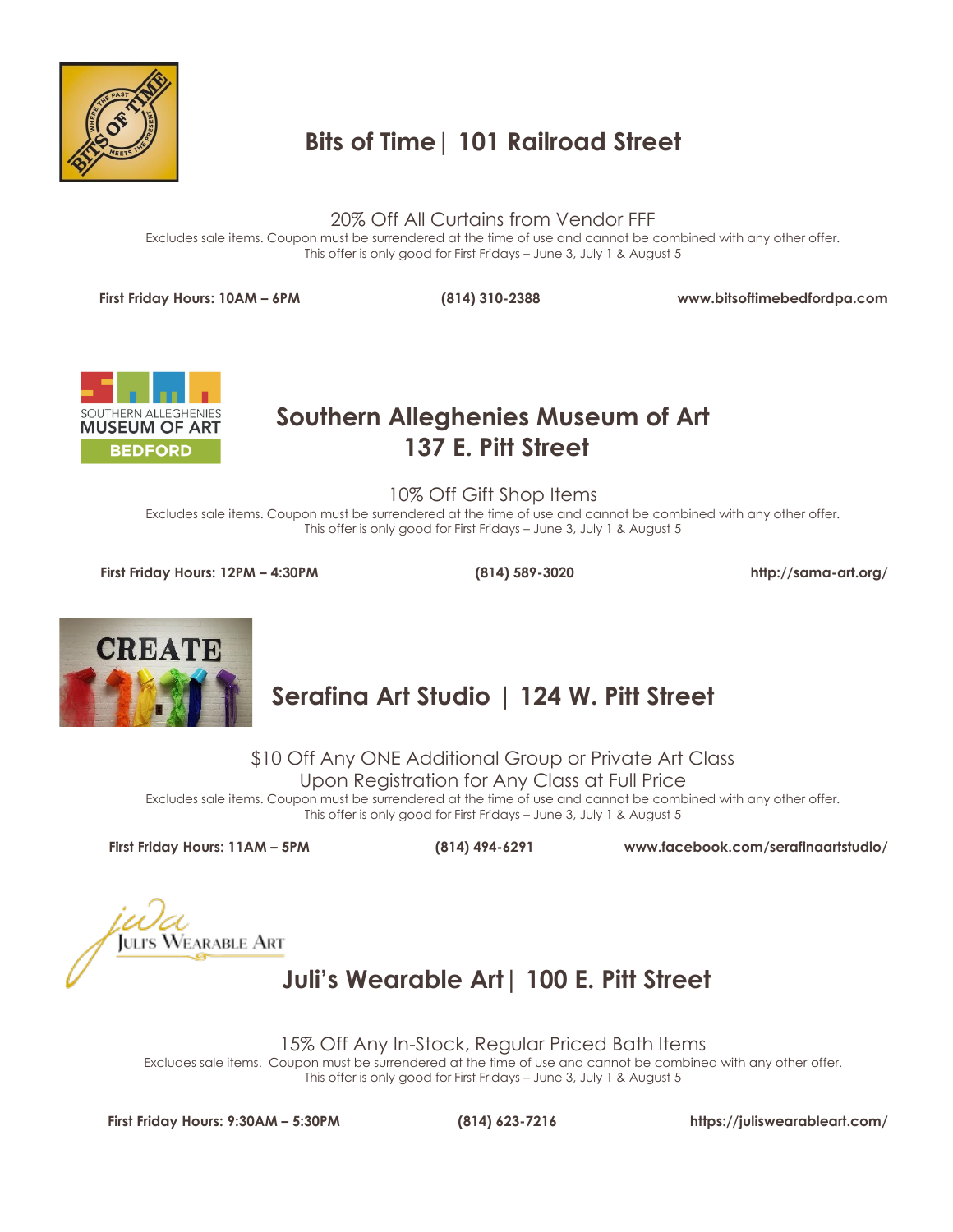## Bits of Time | 101 Railroad Street

20% Off All Curtains from Vendor FFF

Excludes sale items. Coupon must be surrendered at the time of use and cannot be combined with any other offer.
This offer is only good for First Fridays – June 3, July 1 & August 5

**First Friday Hours: 10AM – 6PM** **(814) 310-2388** **www.bitsoftimebedfordpa.com**

## Southern Allegheny Museum of Art 137 E. Pitt Street

10% Off Gift Shop Items

Excludes sale items. Coupon must be surrendered at the time of use and cannot be combined with any other offer.
This offer is only good for First Fridays – June 3, July 1 & August 5

**First Friday Hours: 12PM – 4:30PM** **(814) 589-3020** **http://sama-art.org/**

## Serafina Art Studio | 124 W. Pitt Street

$10 Off Any ONE Additional Group or Private Art Class
Upon Registration for Any Class at Full Price

Excludes sale items. Coupon must be surrendered at the time of use and cannot be combined with any other offer.
This offer is only good for First Fridays – June 3, July 1 & August 5

**First Friday Hours: 11AM – 5PM** **(814) 494-6291** **www.facebook.com/serafinaartstudio/**

## Juli's Wearable Art | 100 E. Pitt Street

15% Off Any In-Stock, Regular Priced Bath Items

Excludes sale items. Coupon must be surrendered at the time of use and cannot be combined with any other offer.
This offer is only good for First Fridays – June 3, July 1 & August 5

**First Friday Hours: 9:30AM – 5:30PM** **(814) 623-7216** **https://juliswearableart.com/**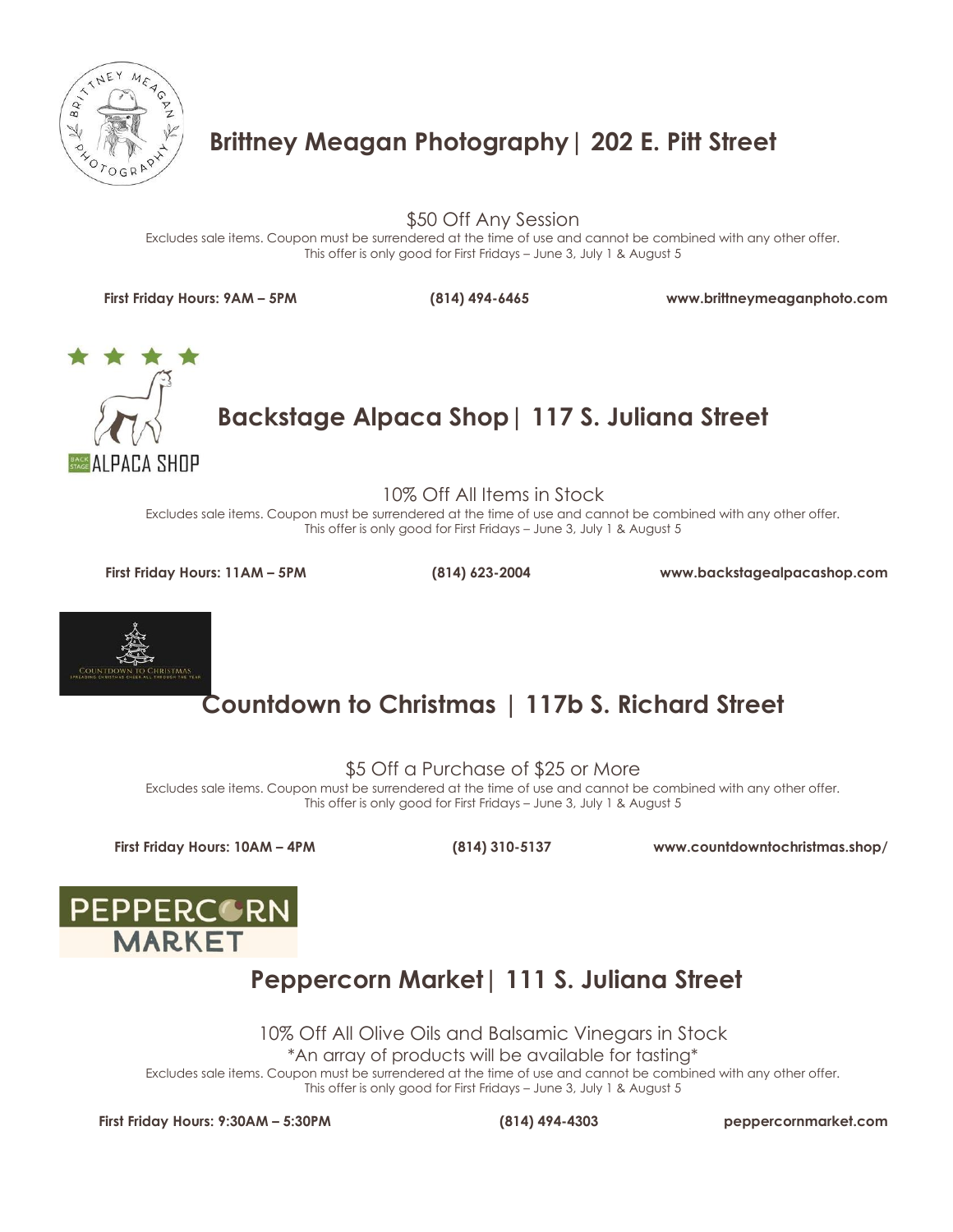## Brittney Meagan Photography | 202 E. Pitt Street

$50 Off Any Session

Excludes sale items. Coupon must be surrendered at the time of use and cannot be combined with any other offer.
This offer is only good for First Fridays – June 3, July 1 & August 5

**First Friday Hours: 9AM – 5PM** **(814) 494-6465** **www.brittneymeaganphoto.com**

## Backstage Alpaca Shop | 117 S. Juliana Street

10% Off All Items in Stock

Excludes sale items. Coupon must be surrendered at the time of use and cannot be combined with any other offer.
This offer is only good for First Fridays – June 3, July 1 & August 5

**First Friday Hours: 11AM – 5PM** **(814) 623-2004** **www.backstagealpacashop.com**

## Countdown to Christmas | 117b S. Richard Street

$5 Off a Purchase of $25 or More

Excludes sale items. Coupon must be surrendered at the time of use and cannot be combined with any other offer.
This offer is only good for First Fridays – June 3, July 1 & August 5

**First Friday Hours: 10AM – 4PM** **(814) 310-5137** **www.countdowntochristmas.shop/**

## Peppercorn Market | 111 S. Juliana Street

10% Off All Olive Oils and Balsamic Vinegars in Stock

*An array of products will be available for tasting*

Excludes sale items. Coupon must be surrendered at the time of use and cannot be combined with any other offer.
This offer is only good for First Fridays – June 3, July 1 & August 5

**First Friday Hours: 9:30AM – 5:30PM** **(814) 494-4303** **peppercornmarket.com**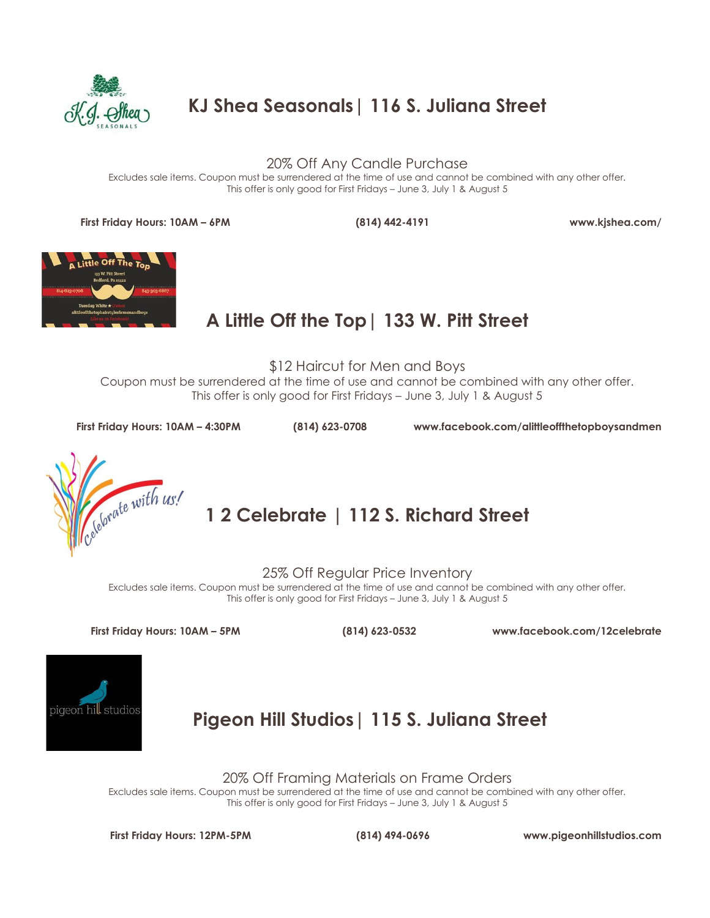## KJ Shea Seasonals | 116 S. Juliana Street

20% Off Any Candle Purchase

Excludes sale items. Coupon must be surrendered at the time of use and cannot be combined with any other offer.
This offer is only good for First Fridays – June 3, July 1 & August 5

**First Friday Hours: 10AM – 6PM** **(814) 442-4191** **www.kjshea.com/**

## A Little Off the Top | 133 W. Pitt Street

$12 Haircut for Men and Boys

Coupon must be surrendered at the time of use and cannot be combined with any other offer.
This offer is only good for First Fridays – June 3, July 1 & August 5

**First Friday Hours: 10AM – 4:30PM** **(814) 623-0708** **www.facebook.com/alittleoffthetopboysandmen**

## 1 2 Celebrate | 112 S. Richard Street

25% Off Regular Price Inventory

Excludes sale items. Coupon must be surrendered at the time of use and cannot be combined with any other offer.
This offer is only good for First Fridays – June 3, July 1 & August 5

**First Friday Hours: 10AM – 5PM** **(814) 623-0532** **www.facebook.com/12celebrate**

## Pigeon Hill Studios | 115 S. Juliana Street

20% Off Framing Materials on Frame Orders

Excludes sale items. Coupon must be surrendered at the time of use and cannot be combined with any other offer.
This offer is only good for First Fridays – June 3, July 1 & August 5

**First Friday Hours: 12PM-5PM** **(814) 494-0696** **www.pigeonhillstudios.com**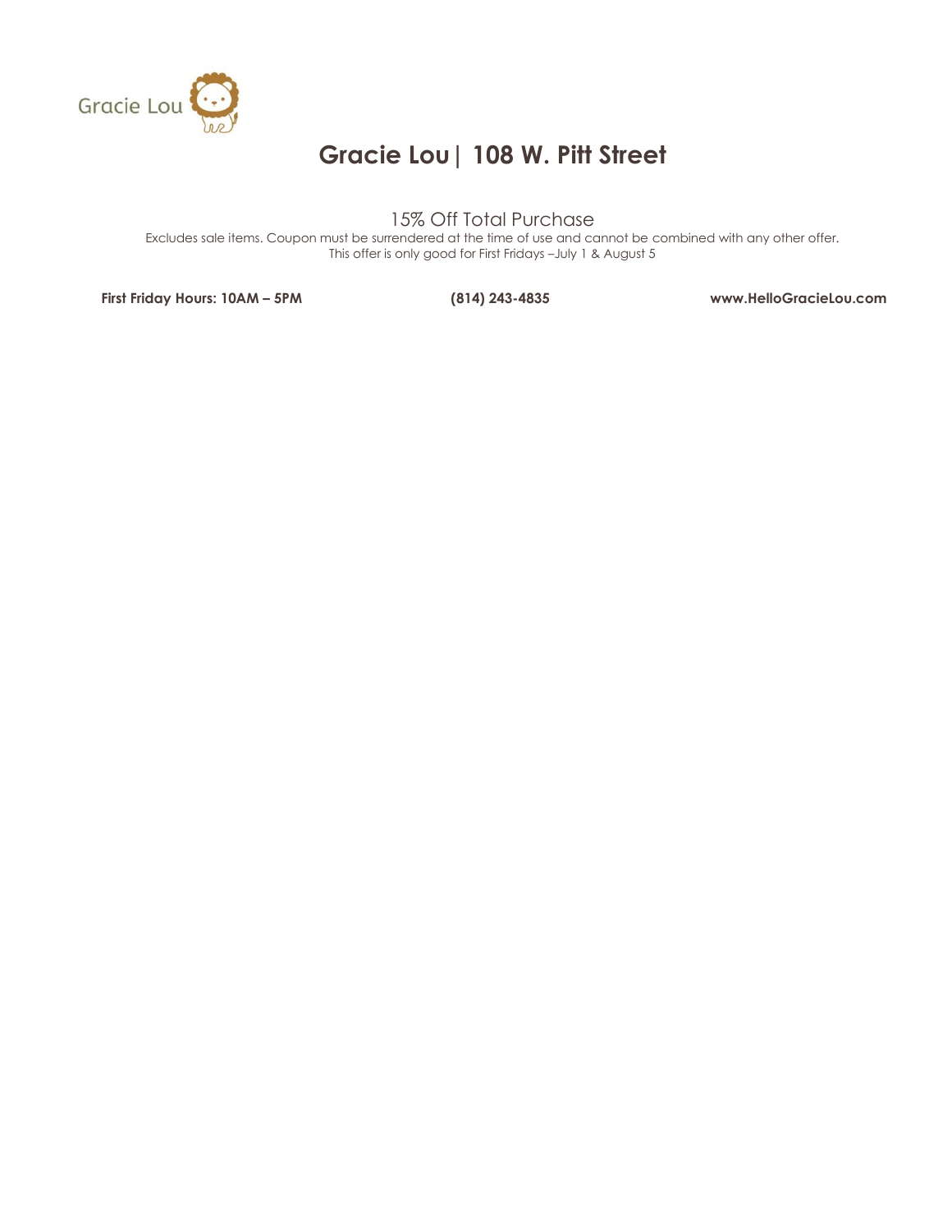Gracie Lou

# Gracie Lou | 108 W. Pitt Street

15% Off Total Purchase

Excludes sale items. Coupon must be surrendered at the time of use and cannot be combined with any other offer.
This offer is only good for First Fridays –July 1 & August 5

**First Friday Hours: 10AM – 5PM** **(814) 243-4835** **www.HelloGracieLou.com**